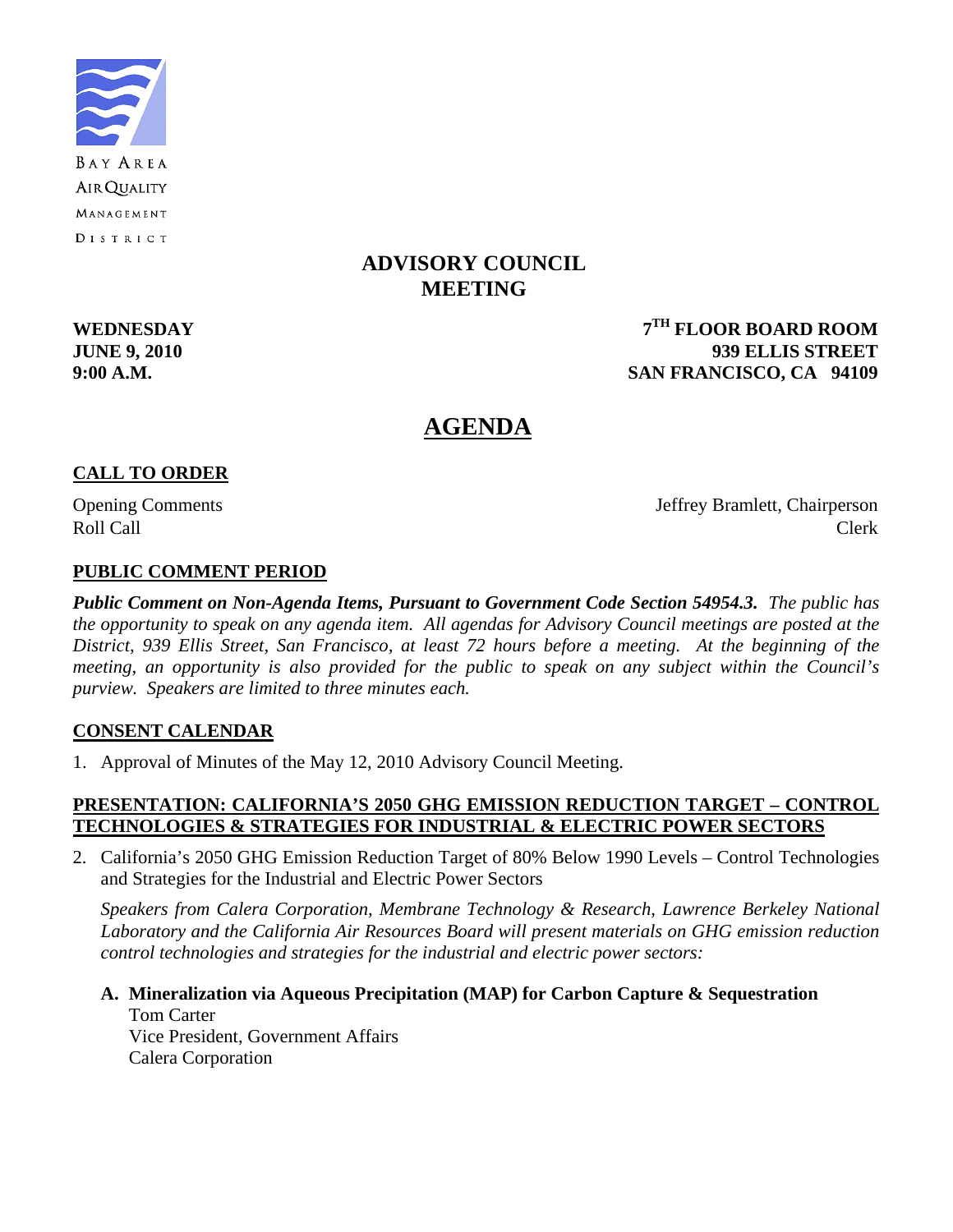BAY AREA
AIR QUALITY
MANAGEMENT
DISTRICT

# ADVISORY COUNCIL MEETING

**WEDNESDAY**
**JUNE 9, 2010**
**9:00 A.M.**

**7TH FLOOR BOARD ROOM**
**939 ELLIS STREET**
**SAN FRANCISCO, CA 94109**

# AGENDA

## CALL TO ORDER

Opening Comments — Jeffrey Bramlett, Chairperson
Roll Call — Clerk

## PUBLIC COMMENT PERIOD

***Public Comment on Non-Agenda Items, Pursuant to Government Code Section 54954.3.*** *The public has the opportunity to speak on any agenda item. All agendas for Advisory Council meetings are posted at the District, 939 Ellis Street, San Francisco, at least 72 hours before a meeting. At the beginning of the meeting, an opportunity is also provided for the public to speak on any subject within the Council's purview. Speakers are limited to three minutes each.*

## CONSENT CALENDAR

1. Approval of Minutes of the May 12, 2010 Advisory Council Meeting.

## PRESENTATION: CALIFORNIA'S 2050 GHG EMISSION REDUCTION TARGET – CONTROL TECHNOLOGIES & STRATEGIES FOR INDUSTRIAL & ELECTRIC POWER SECTORS

2. California's 2050 GHG Emission Reduction Target of 80% Below 1990 Levels – Control Technologies and Strategies for the Industrial and Electric Power Sectors

   *Speakers from Calera Corporation, Membrane Technology & Research, Lawrence Berkeley National Laboratory and the California Air Resources Board will present materials on GHG emission reduction control technologies and strategies for the industrial and electric power sectors:*

   **A. Mineralization via Aqueous Precipitation (MAP) for Carbon Capture & Sequestration**
   Tom Carter
   Vice President, Government Affairs
   Calera Corporation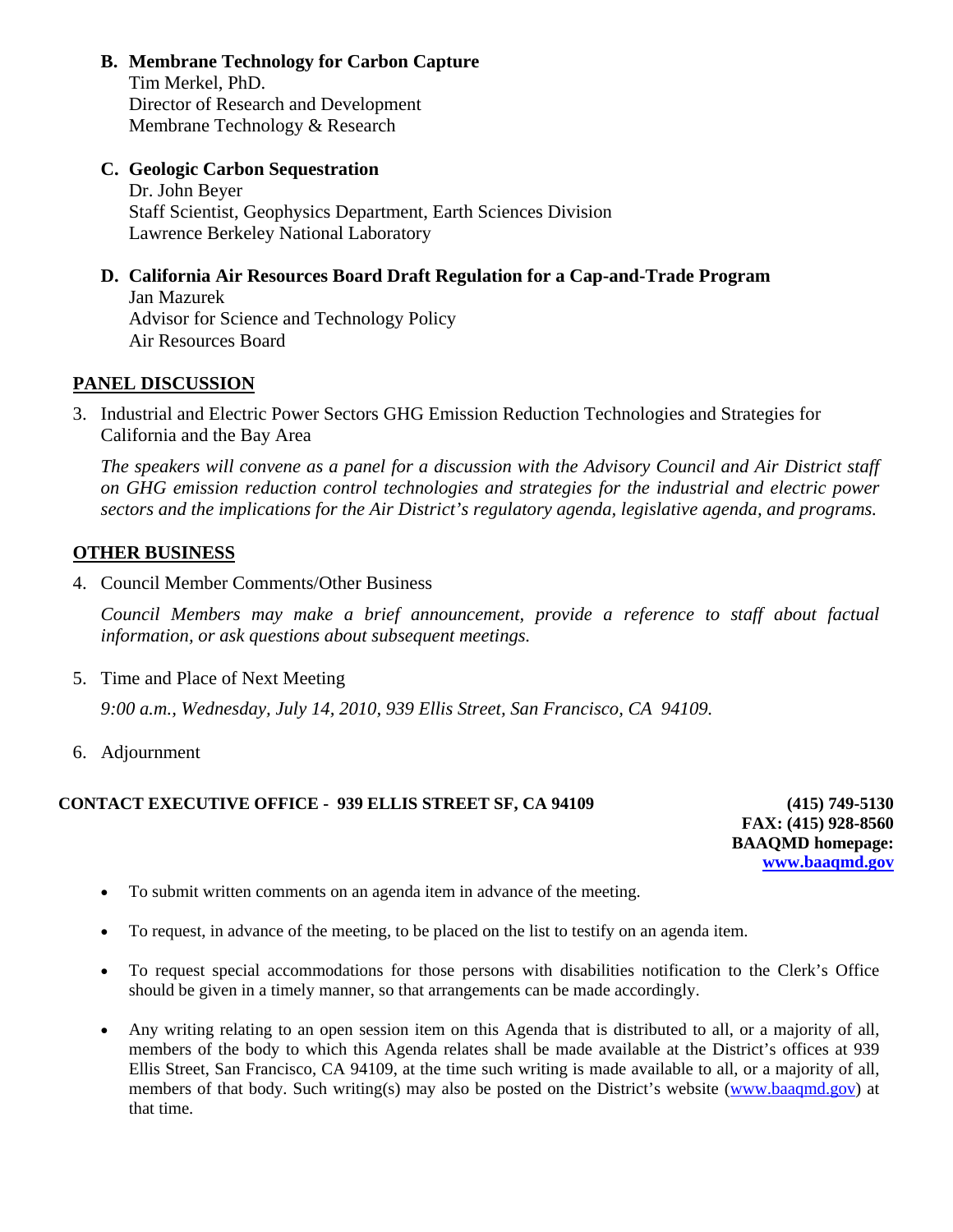**B. Membrane Technology for Carbon Capture**
Tim Merkel, PhD.
Director of Research and Development
Membrane Technology & Research

**C. Geologic Carbon Sequestration**
Dr. John Beyer
Staff Scientist, Geophysics Department, Earth Sciences Division
Lawrence Berkeley National Laboratory

**D. California Air Resources Board Draft Regulation for a Cap-and-Trade Program**
Jan Mazurek
Advisor for Science and Technology Policy
Air Resources Board

## PANEL DISCUSSION

3. Industrial and Electric Power Sectors GHG Emission Reduction Technologies and Strategies for California and the Bay Area

   *The speakers will convene as a panel for a discussion with the Advisory Council and Air District staff on GHG emission reduction control technologies and strategies for the industrial and electric power sectors and the implications for the Air District's regulatory agenda, legislative agenda, and programs.*

## OTHER BUSINESS

4. Council Member Comments/Other Business

   *Council Members may make a brief announcement, provide a reference to staff about factual information, or ask questions about subsequent meetings.*

5. Time and Place of Next Meeting

   *9:00 a.m., Wednesday, July 14, 2010, 939 Ellis Street, San Francisco, CA 94109.*

6. Adjournment

**CONTACT EXECUTIVE OFFICE - 939 ELLIS STREET SF, CA 94109** **(415) 749-5130**
**FAX: (415) 928-8560**
**BAAQMD homepage:**
**www.baaqmd.gov**

- To submit written comments on an agenda item in advance of the meeting.
- To request, in advance of the meeting, to be placed on the list to testify on an agenda item.
- To request special accommodations for those persons with disabilities notification to the Clerk's Office should be given in a timely manner, so that arrangements can be made accordingly.
- Any writing relating to an open session item on this Agenda that is distributed to all, or a majority of all, members of the body to which this Agenda relates shall be made available at the District's offices at 939 Ellis Street, San Francisco, CA 94109, at the time such writing is made available to all, or a majority of all, members of that body. Such writing(s) may also be posted on the District's website (www.baaqmd.gov) at that time.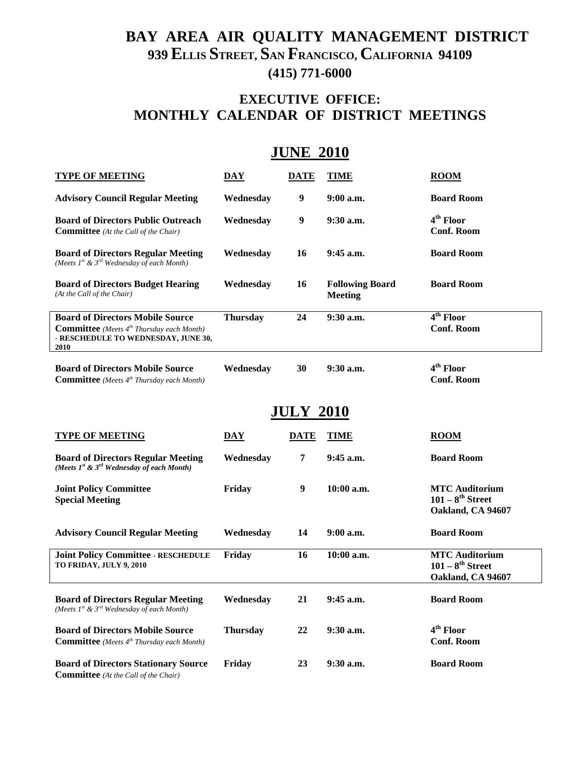# BAY AREA AIR QUALITY MANAGEMENT DISTRICT

## 939 ELLIS STREET, SAN FRANCISCO, CALIFORNIA 94109

## (415) 771-6000

## EXECUTIVE OFFICE: MONTHLY CALENDAR OF DISTRICT MEETINGS

## JUNE 2010

| TYPE OF MEETING | DAY | DATE | TIME | ROOM |
|---|---|---|---|---|
| **Advisory Council Regular Meeting** | Wednesday | 9 | 9:00 a.m. | Board Room |
| **Board of Directors Public Outreach Committee** *(At the Call of the Chair)* | Wednesday | 9 | 9:30 a.m. | 4th Floor Conf. Room |
| **Board of Directors Regular Meeting** *(Meets 1st & 3rd Wednesday of each Month)* | Wednesday | 16 | 9:45 a.m. | Board Room |
| **Board of Directors Budget Hearing** *(At the Call of the Chair)* | Wednesday | 16 | Following Board Meeting | Board Room |
| **Board of Directors Mobile Source Committee** *(Meets 4th Thursday each Month)* - RESCHEDULE TO WEDNESDAY, JUNE 30, 2010 | Thursday | 24 | 9:30 a.m. | 4th Floor Conf. Room |
| **Board of Directors Mobile Source Committee** *(Meets 4th Thursday each Month)* | Wednesday | 30 | 9:30 a.m. | 4th Floor Conf. Room |

## JULY 2010

| TYPE OF MEETING | DAY | DATE | TIME | ROOM |
|---|---|---|---|---|
| **Board of Directors Regular Meeting** *(Meets 1st & 3rd Wednesday of each Month)* | Wednesday | 7 | 9:45 a.m. | Board Room |
| **Joint Policy Committee Special Meeting** | Friday | 9 | 10:00 a.m. | MTC Auditorium 101 – 8th Street Oakland, CA 94607 |
| **Advisory Council Regular Meeting** | Wednesday | 14 | 9:00 a.m. | Board Room |
| **Joint Policy Committee** - RESCHEDULE TO FRIDAY, JULY 9, 2010 | Friday | 16 | 10:00 a.m. | MTC Auditorium 101 – 8th Street Oakland, CA 94607 |
| **Board of Directors Regular Meeting** *(Meets 1st & 3rd Wednesday of each Month)* | Wednesday | 21 | 9:45 a.m. | Board Room |
| **Board of Directors Mobile Source Committee** *(Meets 4th Thursday each Month)* | Thursday | 22 | 9:30 a.m. | 4th Floor Conf. Room |
| **Board of Directors Stationary Source Committee** *(At the Call of the Chair)* | Friday | 23 | 9:30 a.m. | Board Room |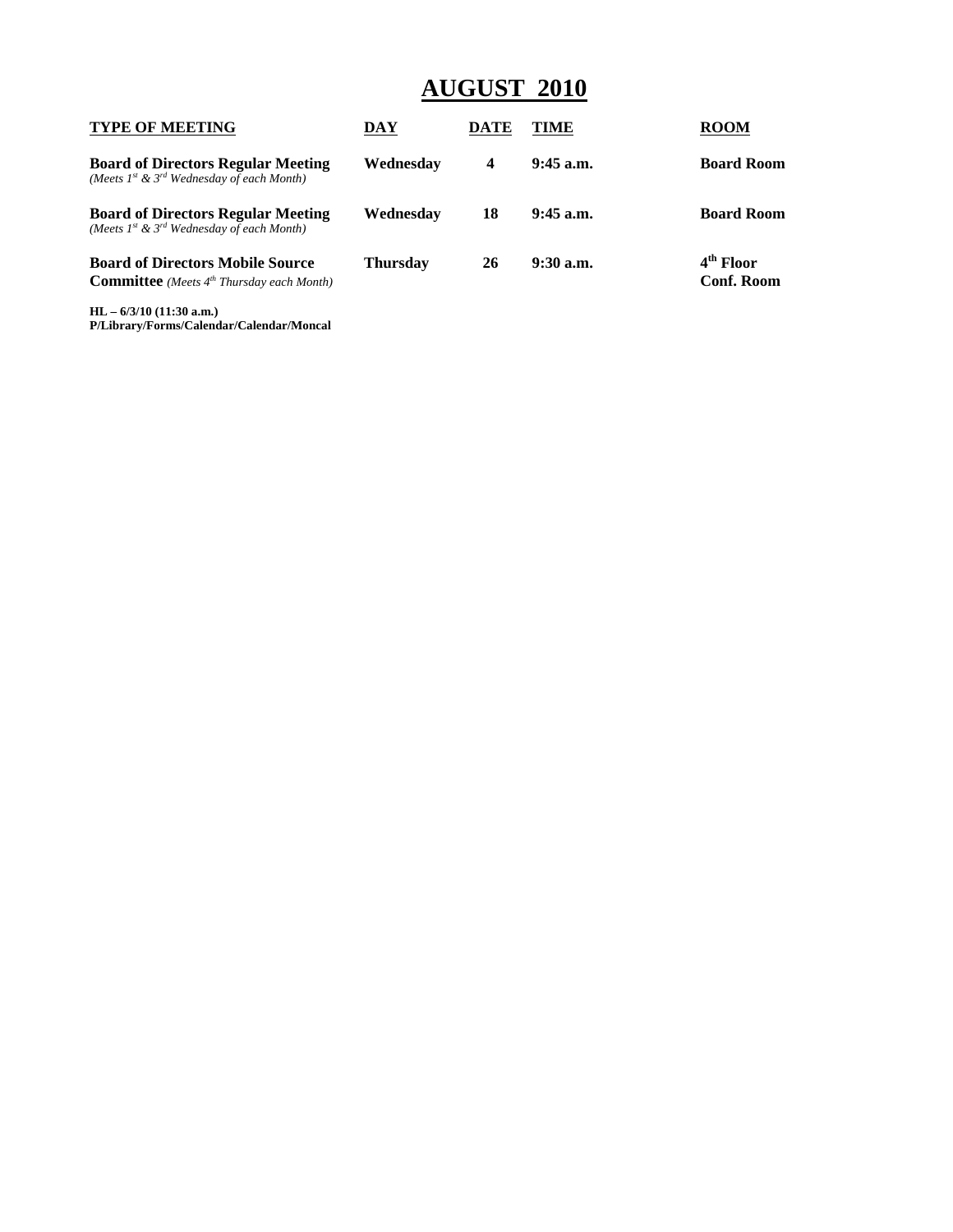# AUGUST 2010

| TYPE OF MEETING | DAY | DATE | TIME | ROOM |
|---|---|---|---|---|
| **Board of Directors Regular Meeting** *(Meets 1st & 3rd Wednesday of each Month)* | **Wednesday** | **4** | **9:45 a.m.** | **Board Room** |
| **Board of Directors Regular Meeting** *(Meets 1st & 3rd Wednesday of each Month)* | **Wednesday** | **18** | **9:45 a.m.** | **Board Room** |
| **Board of Directors Mobile Source Committee** *(Meets 4th Thursday each Month)* | **Thursday** | **26** | **9:30 a.m.** | **4th Floor Conf. Room** |

**HL – 6/3/10 (11:30 a.m.)**
**P/Library/Forms/Calendar/Calendar/Moncal**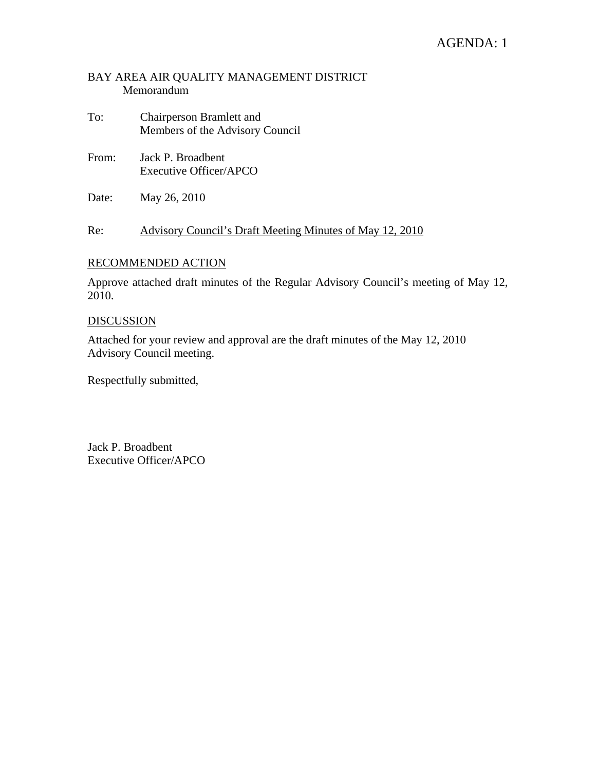AGENDA: 1

BAY AREA AIR QUALITY MANAGEMENT DISTRICT
Memorandum

To: Chairperson Bramlett and Members of the Advisory Council

From: Jack P. Broadbent
Executive Officer/APCO

Date: May 26, 2010

Re: Advisory Council's Draft Meeting Minutes of May 12, 2010

## RECOMMENDED ACTION

Approve attached draft minutes of the Regular Advisory Council's meeting of May 12, 2010.

## DISCUSSION

Attached for your review and approval are the draft minutes of the May 12, 2010 Advisory Council meeting.

Respectfully submitted,

Jack P. Broadbent
Executive Officer/APCO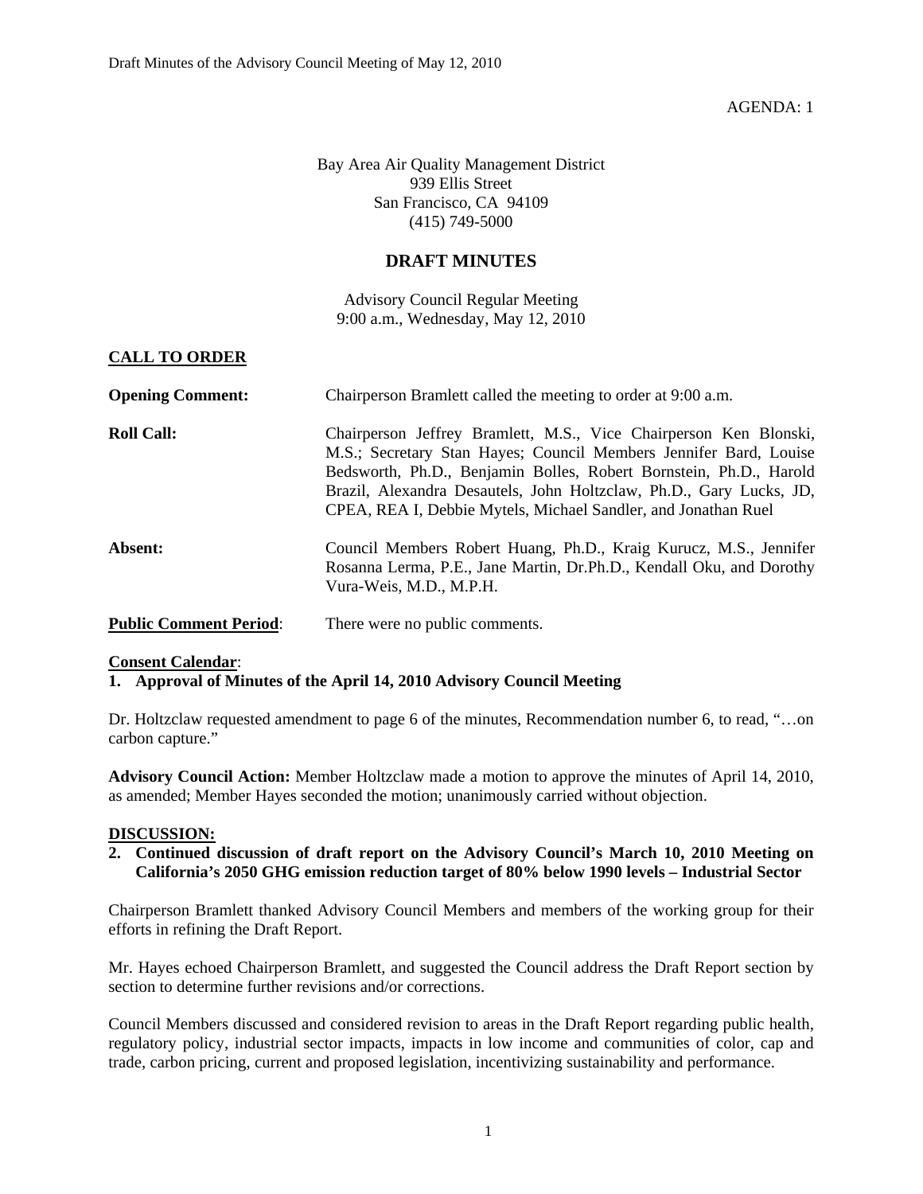AGENDA: 1

Bay Area Air Quality Management District
939 Ellis Street
San Francisco, CA 94109
(415) 749-5000

# DRAFT MINUTES

Advisory Council Regular Meeting
9:00 a.m., Wednesday, May 12, 2010

## CALL TO ORDER

**Opening Comment:** Chairperson Bramlett called the meeting to order at 9:00 a.m.

**Roll Call:** Chairperson Jeffrey Bramlett, M.S., Vice Chairperson Ken Blonski, M.S.; Secretary Stan Hayes; Council Members Jennifer Bard, Louise Bedsworth, Ph.D., Benjamin Bolles, Robert Bornstein, Ph.D., Harold Brazil, Alexandra Desautels, John Holtzclaw, Ph.D., Gary Lucks, JD, CPEA, REA I, Debbie Mytels, Michael Sandler, and Jonathan Ruel

**Absent:** Council Members Robert Huang, Ph.D., Kraig Kurucz, M.S., Jennifer Rosanna Lerma, P.E., Jane Martin, Dr.Ph.D., Kendall Oku, and Dorothy Vura-Weis, M.D., M.P.H.

**Public Comment Period**: There were no public comments.

**Consent Calendar**:

**1. Approval of Minutes of the April 14, 2010 Advisory Council Meeting**

Dr. Holtzclaw requested amendment to page 6 of the minutes, Recommendation number 6, to read, "…on carbon capture."

**Advisory Council Action:** Member Holtzclaw made a motion to approve the minutes of April 14, 2010, as amended; Member Hayes seconded the motion; unanimously carried without objection.

**DISCUSSION:**

**2. Continued discussion of draft report on the Advisory Council's March 10, 2010 Meeting on California's 2050 GHG emission reduction target of 80% below 1990 levels – Industrial Sector**

Chairperson Bramlett thanked Advisory Council Members and members of the working group for their efforts in refining the Draft Report.

Mr. Hayes echoed Chairperson Bramlett, and suggested the Council address the Draft Report section by section to determine further revisions and/or corrections.

Council Members discussed and considered revision to areas in the Draft Report regarding public health, regulatory policy, industrial sector impacts, impacts in low income and communities of color, cap and trade, carbon pricing, current and proposed legislation, incentivizing sustainability and performance.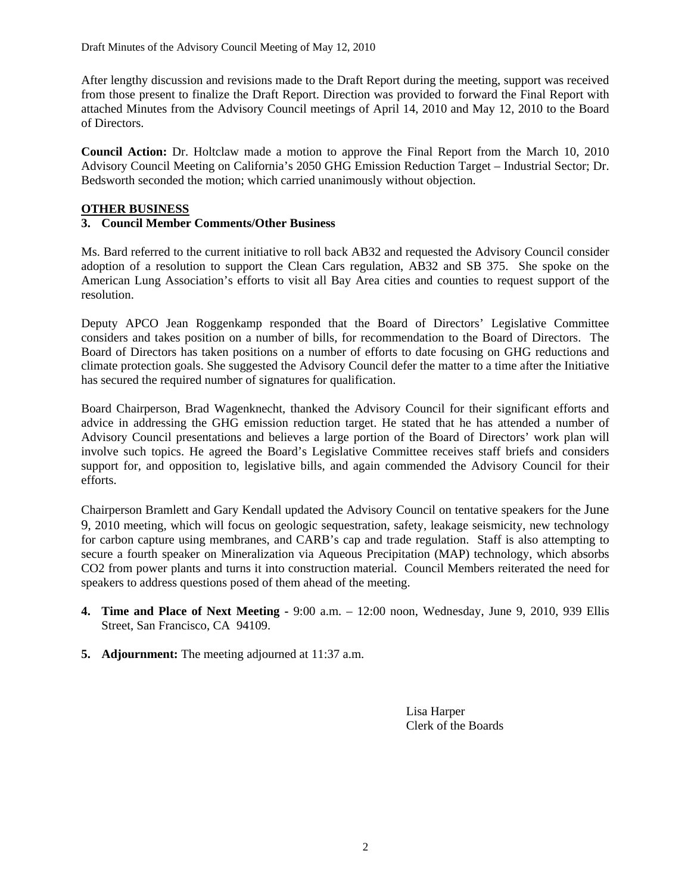After lengthy discussion and revisions made to the Draft Report during the meeting, support was received from those present to finalize the Draft Report. Direction was provided to forward the Final Report with attached Minutes from the Advisory Council meetings of April 14, 2010 and May 12, 2010 to the Board of Directors.

**Council Action:** Dr. Holtclaw made a motion to approve the Final Report from the March 10, 2010 Advisory Council Meeting on California's 2050 GHG Emission Reduction Target – Industrial Sector; Dr. Bedsworth seconded the motion; which carried unanimously without objection.

**OTHER BUSINESS**

**3. Council Member Comments/Other Business**

Ms. Bard referred to the current initiative to roll back AB32 and requested the Advisory Council consider adoption of a resolution to support the Clean Cars regulation, AB32 and SB 375. She spoke on the American Lung Association's efforts to visit all Bay Area cities and counties to request support of the resolution.

Deputy APCO Jean Roggenkamp responded that the Board of Directors' Legislative Committee considers and takes position on a number of bills, for recommendation to the Board of Directors. The Board of Directors has taken positions on a number of efforts to date focusing on GHG reductions and climate protection goals. She suggested the Advisory Council defer the matter to a time after the Initiative has secured the required number of signatures for qualification.

Board Chairperson, Brad Wagenknecht, thanked the Advisory Council for their significant efforts and advice in addressing the GHG emission reduction target. He stated that he has attended a number of Advisory Council presentations and believes a large portion of the Board of Directors' work plan will involve such topics. He agreed the Board's Legislative Committee receives staff briefs and considers support for, and opposition to, legislative bills, and again commended the Advisory Council for their efforts.

Chairperson Bramlett and Gary Kendall updated the Advisory Council on tentative speakers for the June 9, 2010 meeting, which will focus on geologic sequestration, safety, leakage seismicity, new technology for carbon capture using membranes, and CARB's cap and trade regulation. Staff is also attempting to secure a fourth speaker on Mineralization via Aqueous Precipitation (MAP) technology, which absorbs $CO_2$ from power plants and turns it into construction material. Council Members reiterated the need for speakers to address questions posed of them ahead of the meeting.

4. **Time and Place of Next Meeting -** 9:00 a.m. – 12:00 noon, Wednesday, June 9, 2010, 939 Ellis Street, San Francisco, CA 94109.

5. **Adjournment:** The meeting adjourned at 11:37 a.m.

Lisa Harper
Clerk of the Boards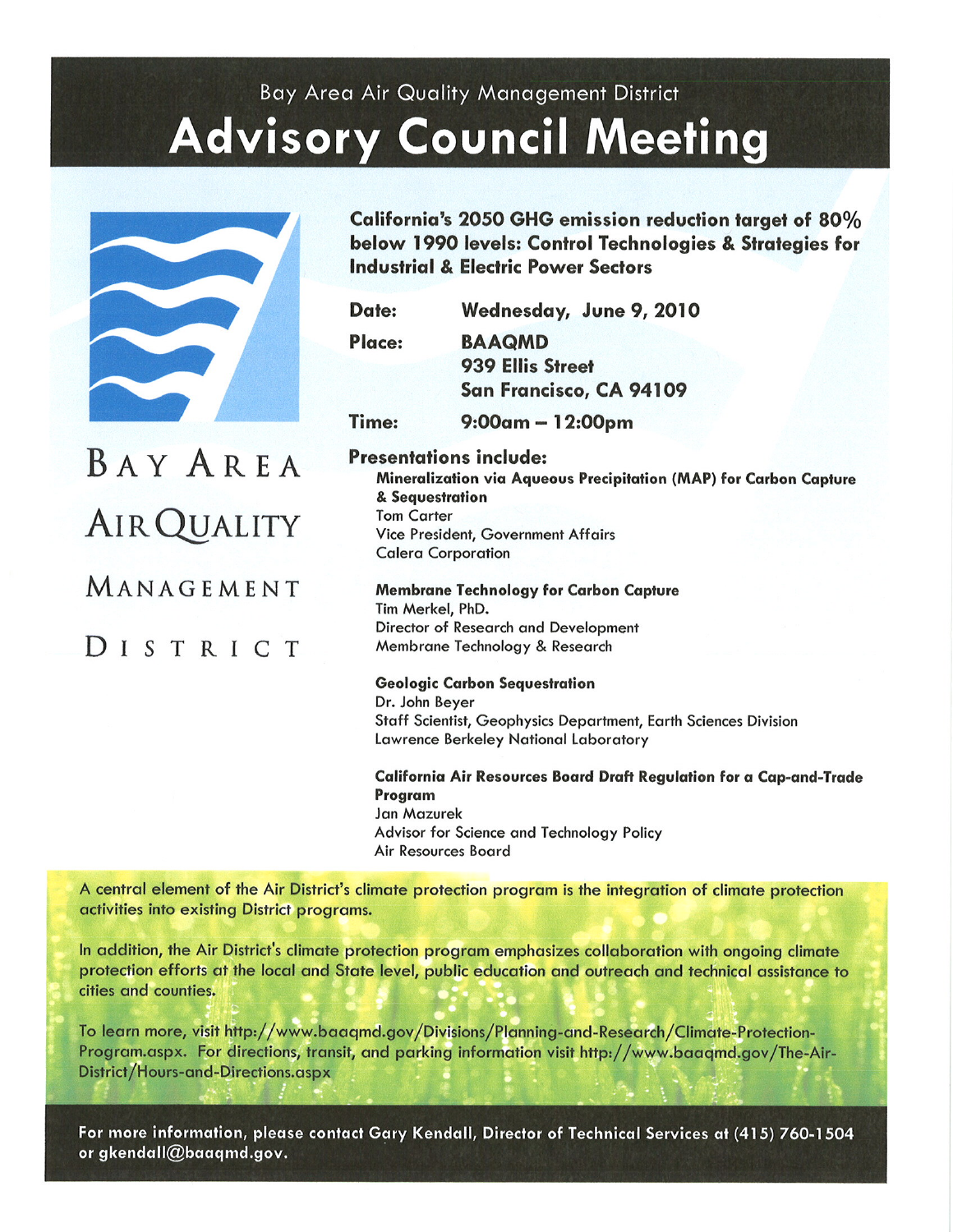Bay Area Air Quality Management District

# Advisory Council Meeting

BAY AREA AIR QUALITY MANAGEMENT DISTRICT

**California's 2050 GHG emission reduction target of 80% below 1990 levels: Control Technologies & Strategies for Industrial & Electric Power Sectors**

**Date:** **Wednesday, June 9, 2010**

**Place:** **BAAQMD**
**939 Ellis Street**
**San Francisco, CA 94109**

**Time:** **9:00am – 12:00pm**

**Presentations include:**

**Mineralization via Aqueous Precipitation (MAP) for Carbon Capture & Sequestration**
Tom Carter
Vice President, Government Affairs
Calera Corporation

**Membrane Technology for Carbon Capture**
Tim Merkel, PhD.
Director of Research and Development
Membrane Technology & Research

**Geologic Carbon Sequestration**
Dr. John Beyer
Staff Scientist, Geophysics Department, Earth Sciences Division
Lawrence Berkeley National Laboratory

**California Air Resources Board Draft Regulation for a Cap-and-Trade Program**
Jan Mazurek
Advisor for Science and Technology Policy
Air Resources Board

A central element of the Air District's climate protection program is the integration of climate protection activities into existing District programs.

In addition, the Air District's climate protection program emphasizes collaboration with ongoing climate protection efforts at the local and State level, public education and outreach and technical assistance to cities and counties.

To learn more, visit http://www.baaqmd.gov/Divisions/Planning-and-Research/Climate-Protection-Program.aspx. For directions, transit, and parking information visit http://www.baaqmd.gov/The-Air-District/Hours-and-Directions.aspx

**For more information, please contact Gary Kendall, Director of Technical Services at (415) 760-1504 or gkendall@baaqmd.gov.**